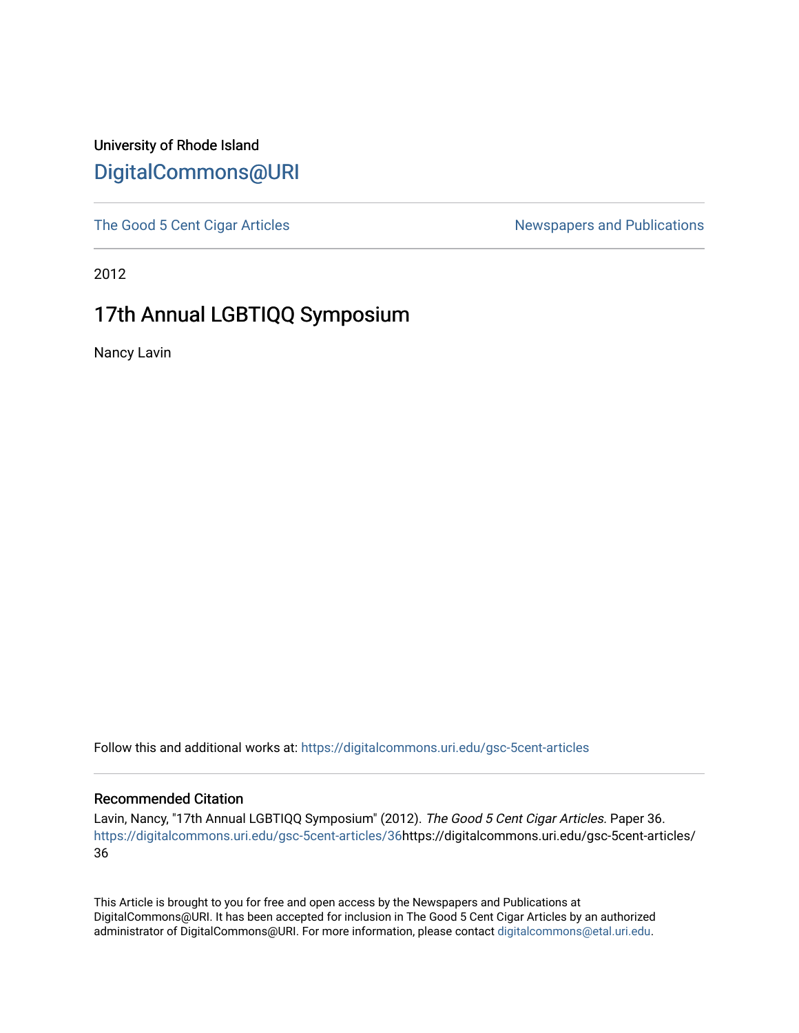University of Rhode Island

DigitalCommons@URI

The Good 5 Cent Cigar Articles | Newspapers and Publications

2012

# 17th Annual LGBTIQQ Symposium

Nancy Lavin

Follow this and additional works at: https://digitalcommons.uri.edu/gsc-5cent-articles

## Recommended Citation

Lavin, Nancy, "17th Annual LGBTIQQ Symposium" (2012). *The Good 5 Cent Cigar Articles.* Paper 36. https://digitalcommons.uri.edu/gsc-5cent-articles/36https://digitalcommons.uri.edu/gsc-5cent-articles/36

This Article is brought to you for free and open access by the Newspapers and Publications at DigitalCommons@URI. It has been accepted for inclusion in The Good 5 Cent Cigar Articles by an authorized administrator of DigitalCommons@URI. For more information, please contact digitalcommons@etal.uri.edu.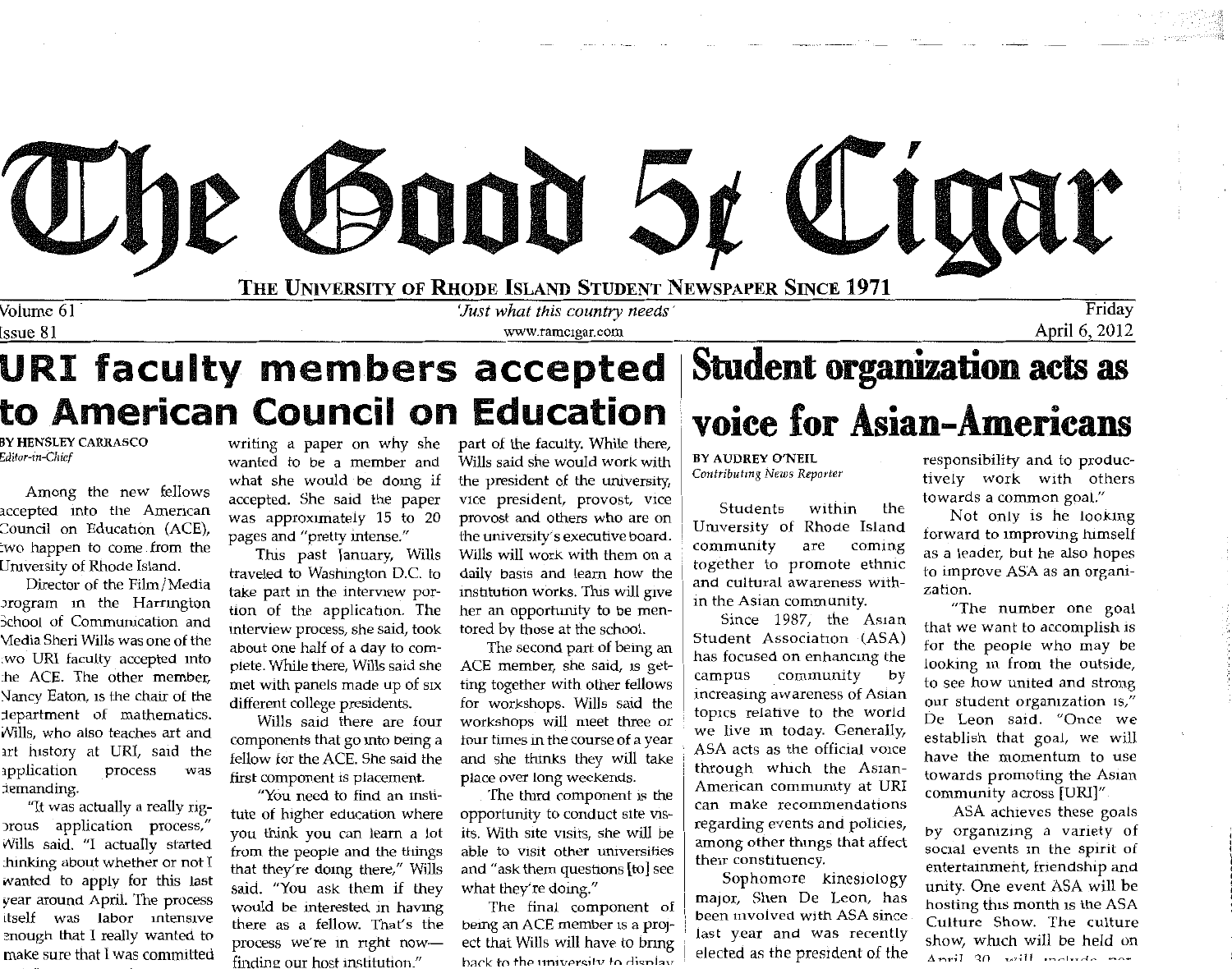# The Good 5¢ Cigar

**THE UNIVERSITY OF RHODE ISLAND STUDENT NEWSPAPER SINCE 1971**

Volume 61
Issue 81

*'Just what this country needs'*
www.ramcigar.com

Friday
April 6, 2012

## URI faculty members accepted to American Council on Education

BY HENSLEY CARRASCO
*Editor-in-Chief*

Among the new fellows accepted into the American Council on Education (ACE), two happen to come from the University of Rhode Island.

Director of the Film/Media program in the Harrington School of Communication and Media Sheri Wills was one of the two URI faculty accepted into the ACE. The other member, Nancy Eaton, is the chair of the department of mathematics. Wills, who also teaches art and art history at URI, said the application process was demanding.

"It was actually a really rigorous application process," Wills said. "I actually started thinking about whether or not I wanted to apply for this last year around April. The process itself was labor intensive enough that I really wanted to make sure that I was committed writing a paper on why she wanted to be a member and what she would be doing if accepted. She said the paper was approximately 15 to 20 pages and "pretty intense."

This past January, Wills traveled to Washington D.C. to take part in the interview portion of the application. The interview process, she said, took about one half of a day to complete. While there, Wills said she met with panels made up of six different college presidents.

Wills said there are four components that go into being a fellow for the ACE. She said the first component is placement.

"You need to find an institute of higher education where you think you can learn a lot from the people and the things that they're doing there," Wills said. "You ask them if they would be interested in having there as a fellow. That's the process we're in right now—finding our host institution."

part of the faculty. While there, Wills said she would work with the president of the university, vice president, provost, vice provost and others who are on the university's executive board. Wills will work with them on a daily basis and learn how the institution works. This will give her an opportunity to be mentored by those at the school.

The second part of being an ACE member, she said, is getting together with other fellows for workshops. Wills said the workshops will meet three or four times in the course of a year and she thinks they will take place over long weekends.

The third component is the opportunity to conduct site visits. With site visits, she will be able to visit other universities and "ask them questions [to] see what they're doing."

The final component of being an ACE member is a project that Wills will have to bring back to the university to display

## Student organization acts as voice for Asian-Americans

BY AUDREY O'NEIL
*Contributing News Reporter*

Students within the University of Rhode Island community are coming together to promote ethnic and cultural awareness within the Asian community.

Since 1987, the Asian Student Association (ASA) has focused on enhancing the campus community by increasing awareness of Asian topics relative to the world we live in today. Generally, ASA acts as the official voice through which the Asian-American community at URI can make recommendations regarding events and policies, among other things that affect their constituency.

Sophomore kinesiology major, Shen De Leon, has been involved with ASA since last year and was recently elected as the president of the responsibility and to productively work with others towards a common goal."

Not only is he looking forward to improving himself as a leader, but he also hopes to improve ASA as an organization.

"The number one goal that we want to accomplish is for the people who may be looking in from the outside, to see how united and strong our student organization is," De Leon said. "Once we establish that goal, we will have the momentum to use towards promoting the Asian community across [URI]."

ASA achieves these goals by organizing a variety of social events in the spirit of entertainment, friendship and unity. One event ASA will be hosting this month is the ASA Culture Show. The culture show, which will be held on April 30, will include per-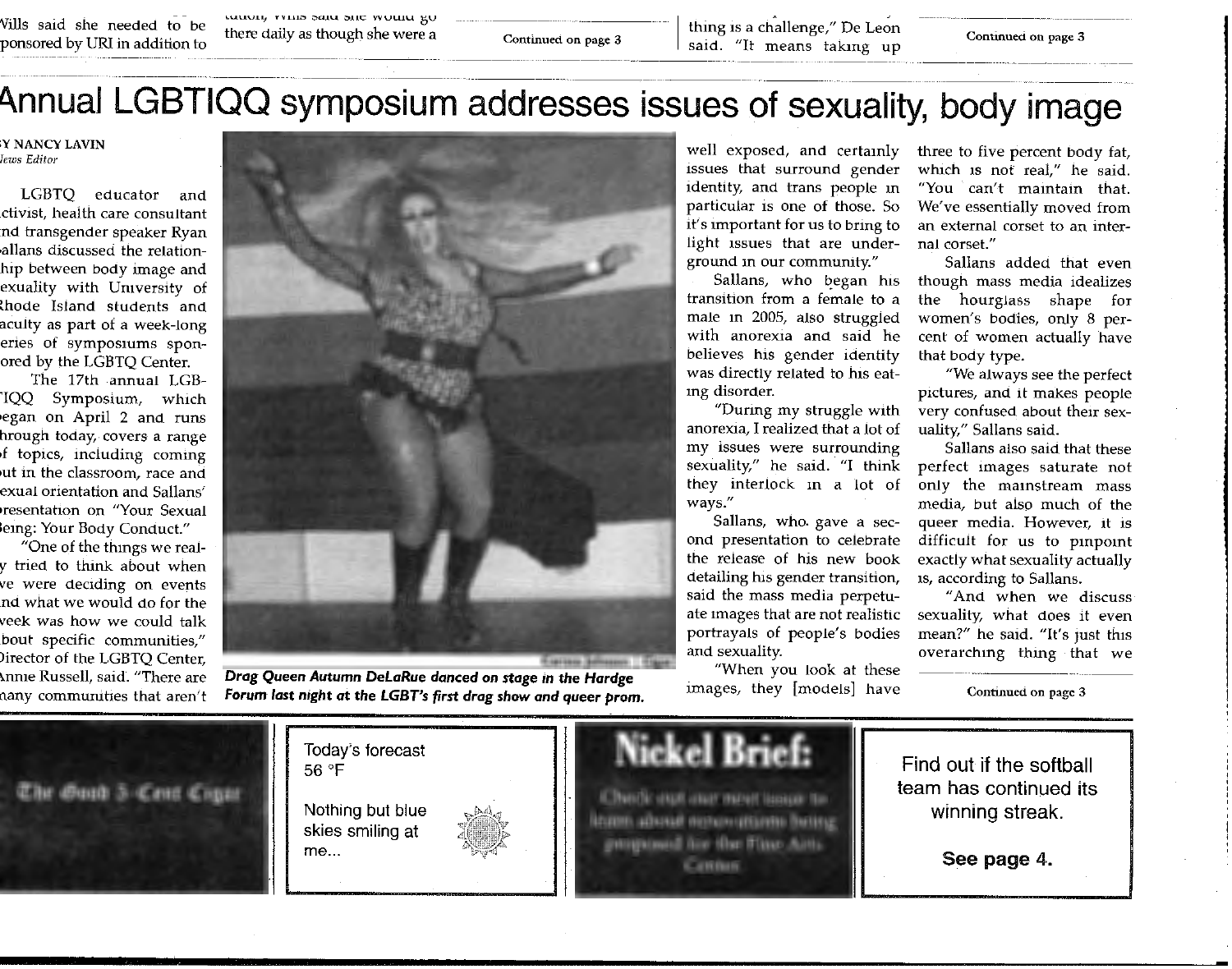Wills said she needed to be sponsored by URI in addition to

there daily as though she were a

Continued on page 3

thing is a challenge," De Leon said. "It means taking up

Continued on page 3

# Annual LGBTIQQ symposium addresses issues of sexuality, body image

BY NANCY LAVIN
*News Editor*

LGBTQ educator and activist, health care consultant and transgender speaker Ryan Sallans discussed the relationship between body image and sexuality with University of Rhode Island students and faculty as part of a week-long series of symposiums sponsored by the LGBTQ Center.

The 17th annual LGBTIQQ Symposium, which began on April 2 and runs through today, covers a range of topics, including coming out in the classroom, race and sexual orientation and Sallans' presentation on "Your Sexual Being: Your Body Conduct."

"One of the things we really tried to think about when we were deciding on events and what we would do for the week was how we could talk about specific communities," Director of the LGBTQ Center, Annie Russell, said. "There are many communities that aren't well exposed, and certainly issues that surround gender identity, and trans people in particular is one of those. So it's important for us to bring to light issues that are underground in our community."

Sallans, who began his transition from a female to a male in 2005, also struggled with anorexia and said he believes his gender identity was directly related to his eating disorder.

"During my struggle with anorexia, I realized that a lot of my issues were surrounding sexuality," he said. "I think they interlock in a lot of ways."

Sallans, who gave a second presentation to celebrate the release of his new book detailing his gender transition, said the mass media perpetuate images that are not realistic portrayals of people's bodies and sexuality.

"When you look at these images, they [models] have three to five percent body fat, which is not real," he said. "You can't maintain that. We've essentially moved from an external corset to an internal corset."

Sallans added that even though mass media idealizes the hourglass shape for women's bodies, only 8 percent of women actually have that body type.

"We always see the perfect pictures, and it makes people very confused about their sexuality," Sallans said.

Sallans also said that these perfect images saturate not only the mainstream mass media, but also much of the queer media. However, it is difficult for us to pinpoint exactly what sexuality actually is, according to Sallans.

"And when we discuss sexuality, what does it even mean?" he said. "It's just this overarching thing that we

Continued on page 3

***Drag Queen Autumn DeLaRue danced on stage in the Hardge Forum last night at the LGBT's first drag show and queer prom.***

Today's forecast
56 °F

Nothing but blue skies smiling at me...

**Nickel Brief:**

Check out our next issue to learn about renovations being proposed for the Fine Arts Center.

Find out if the softball team has continued its winning streak.

**See page 4.**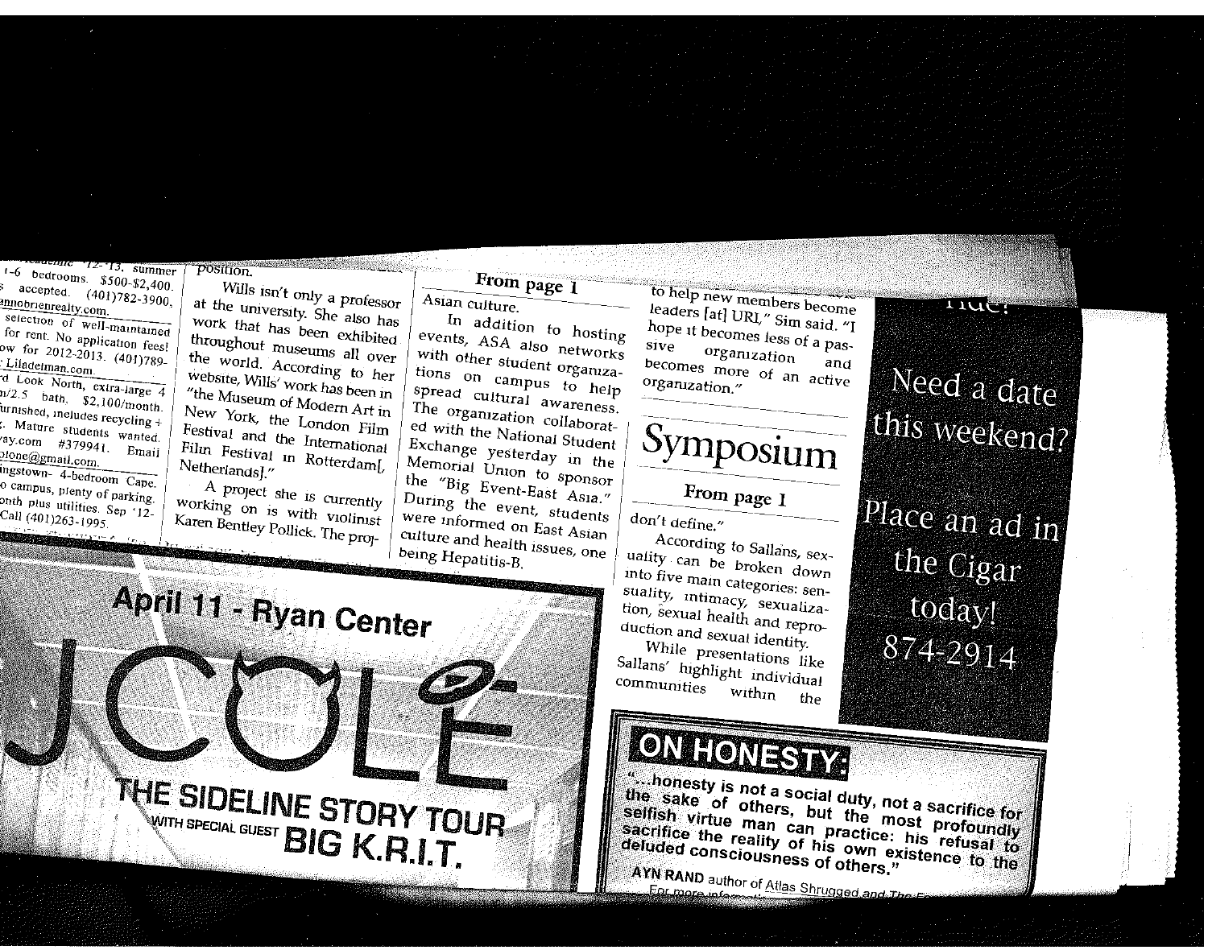academic '12-'13, summer 1-6 bedrooms. $500-$2,400. s accepted. (401)782-3900, annobrienrealty.com.

selection of well-maintained for rent. No application fees! ow for 2012-2013. (401)789- Liladelman.com.

rd Look North, extra-large 4 m/2.5 bath. $2,100/month. urnished, includes recycling + . Mature students wanted. ay.com #379941. Email plone@gmail.com.

ingstown- 4-bedroom Cape. o campus, plenty of parking. onth plus utilities. Sep '12- Call (401)263-1995.

position.

Wills isn't only a professor at the university. She also has work that has been exhibited throughout museums all over the world. According to her website, Wills' work has been in "the Museum of Modern Art in New York, the London Film Festival and the International Film Festival in Rotterdam[, Netherlands]."

A project she is currently working on is with violinist Karen Bentley Pollick. The proj-

**From page 1**

Asian culture.

In addition to hosting events, ASA also networks with other student organizations on campus to help spread cultural awareness. The organization collaborated with the National Student Exchange yesterday in the Memorial Union to sponsor the "Big Event-East Asia." During the event, students were informed on East Asian culture and health issues, one being Hepatitis-B.

to help new members become leaders [at] URI," Sim said. "I hope it becomes less of a passive organization and becomes more of an active organization."

# Symposium

**From page 1**

don't define."

According to Sallans, sexuality can be broken down into five main categories: sensuality, intimacy, sexualization, sexual health and reproduction and sexual identity.

While presentations like Sallans' highlight individual communities within the

Need a date this weekend?

Place an ad in the Cigar today!

874-2914

April 11 - Ryan Center

J COLE

THE SIDELINE STORY TOUR

WITH SPECIAL GUEST BIG K.R.I.T.

**ON HONESTY:**

**"...honesty is not a social duty, not a sacrifice for the sake of others, but the most profoundly selfish virtue man can practice: his refusal to sacrifice the reality of his own existence to the deluded consciousness of others."**

**AYN RAND** author of Atlas Shrugged and The F...

For more information...